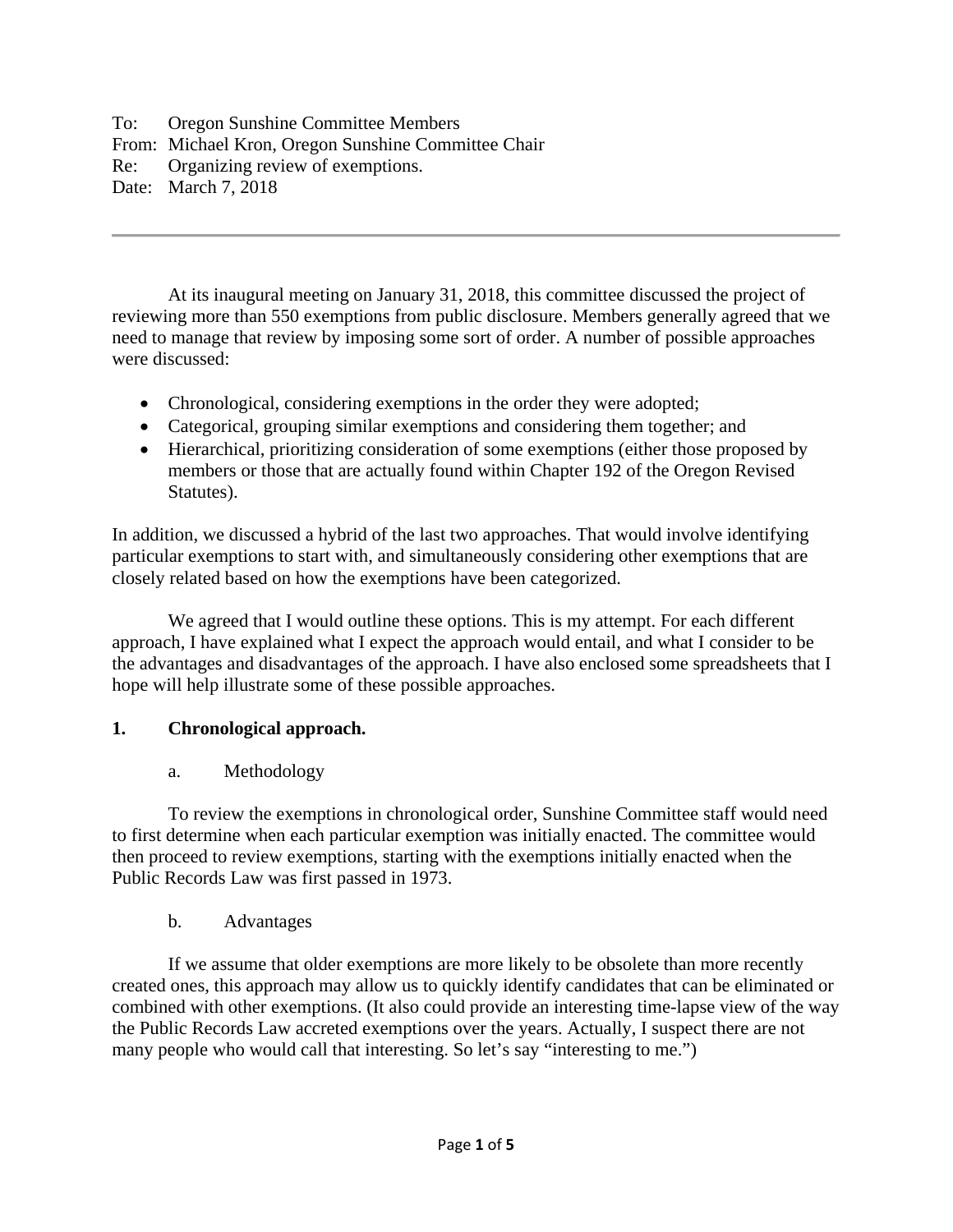To: Oregon Sunshine Committee Members
From: Michael Kron, Oregon Sunshine Committee Chair
Re: Organizing review of exemptions.
Date: March 7, 2018

---

At its inaugural meeting on January 31, 2018, this committee discussed the project of reviewing more than 550 exemptions from public disclosure. Members generally agreed that we need to manage that review by imposing some sort of order. A number of possible approaches were discussed:

- Chronological, considering exemptions in the order they were adopted;
- Categorical, grouping similar exemptions and considering them together; and
- Hierarchical, prioritizing consideration of some exemptions (either those proposed by members or those that are actually found within Chapter 192 of the Oregon Revised Statutes).

In addition, we discussed a hybrid of the last two approaches. That would involve identifying particular exemptions to start with, and simultaneously considering other exemptions that are closely related based on how the exemptions have been categorized.

We agreed that I would outline these options. This is my attempt. For each different approach, I have explained what I expect the approach would entail, and what I consider to be the advantages and disadvantages of the approach. I have also enclosed some spreadsheets that I hope will help illustrate some of these possible approaches.

**1. Chronological approach.**

a. Methodology

To review the exemptions in chronological order, Sunshine Committee staff would need to first determine when each particular exemption was initially enacted. The committee would then proceed to review exemptions, starting with the exemptions initially enacted when the Public Records Law was first passed in 1973.

b. Advantages

If we assume that older exemptions are more likely to be obsolete than more recently created ones, this approach may allow us to quickly identify candidates that can be eliminated or combined with other exemptions. (It also could provide an interesting time-lapse view of the way the Public Records Law accreted exemptions over the years. Actually, I suspect there are not many people who would call that interesting. So let's say "interesting to me.")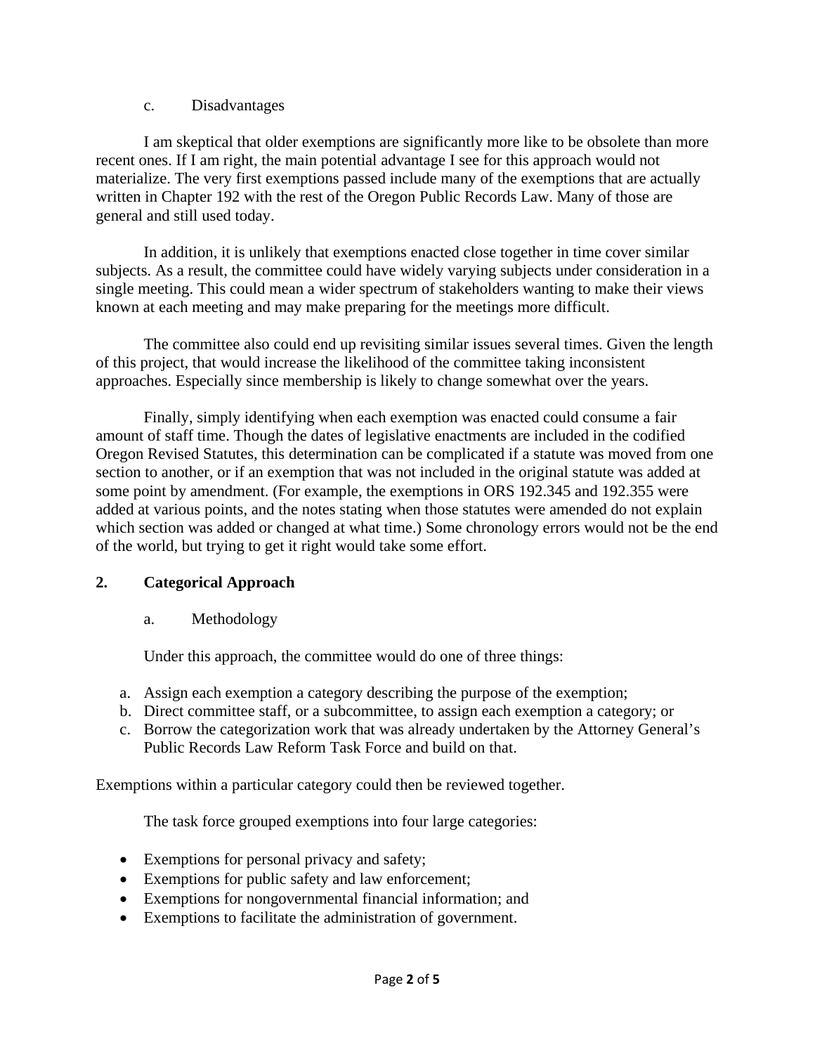c. Disadvantages

I am skeptical that older exemptions are significantly more like to be obsolete than more recent ones. If I am right, the main potential advantage I see for this approach would not materialize. The very first exemptions passed include many of the exemptions that are actually written in Chapter 192 with the rest of the Oregon Public Records Law. Many of those are general and still used today.

In addition, it is unlikely that exemptions enacted close together in time cover similar subjects. As a result, the committee could have widely varying subjects under consideration in a single meeting. This could mean a wider spectrum of stakeholders wanting to make their views known at each meeting and may make preparing for the meetings more difficult.

The committee also could end up revisiting similar issues several times. Given the length of this project, that would increase the likelihood of the committee taking inconsistent approaches. Especially since membership is likely to change somewhat over the years.

Finally, simply identifying when each exemption was enacted could consume a fair amount of staff time. Though the dates of legislative enactments are included in the codified Oregon Revised Statutes, this determination can be complicated if a statute was moved from one section to another, or if an exemption that was not included in the original statute was added at some point by amendment. (For example, the exemptions in ORS 192.345 and 192.355 were added at various points, and the notes stating when those statutes were amended do not explain which section was added or changed at what time.) Some chronology errors would not be the end of the world, but trying to get it right would take some effort.

## 2. Categorical Approach

a. Methodology

Under this approach, the committee would do one of three things:

a. Assign each exemption a category describing the purpose of the exemption;
b. Direct committee staff, or a subcommittee, to assign each exemption a category; or
c. Borrow the categorization work that was already undertaken by the Attorney General's Public Records Law Reform Task Force and build on that.

Exemptions within a particular category could then be reviewed together.

The task force grouped exemptions into four large categories:

- Exemptions for personal privacy and safety;
- Exemptions for public safety and law enforcement;
- Exemptions for nongovernmental financial information; and
- Exemptions to facilitate the administration of government.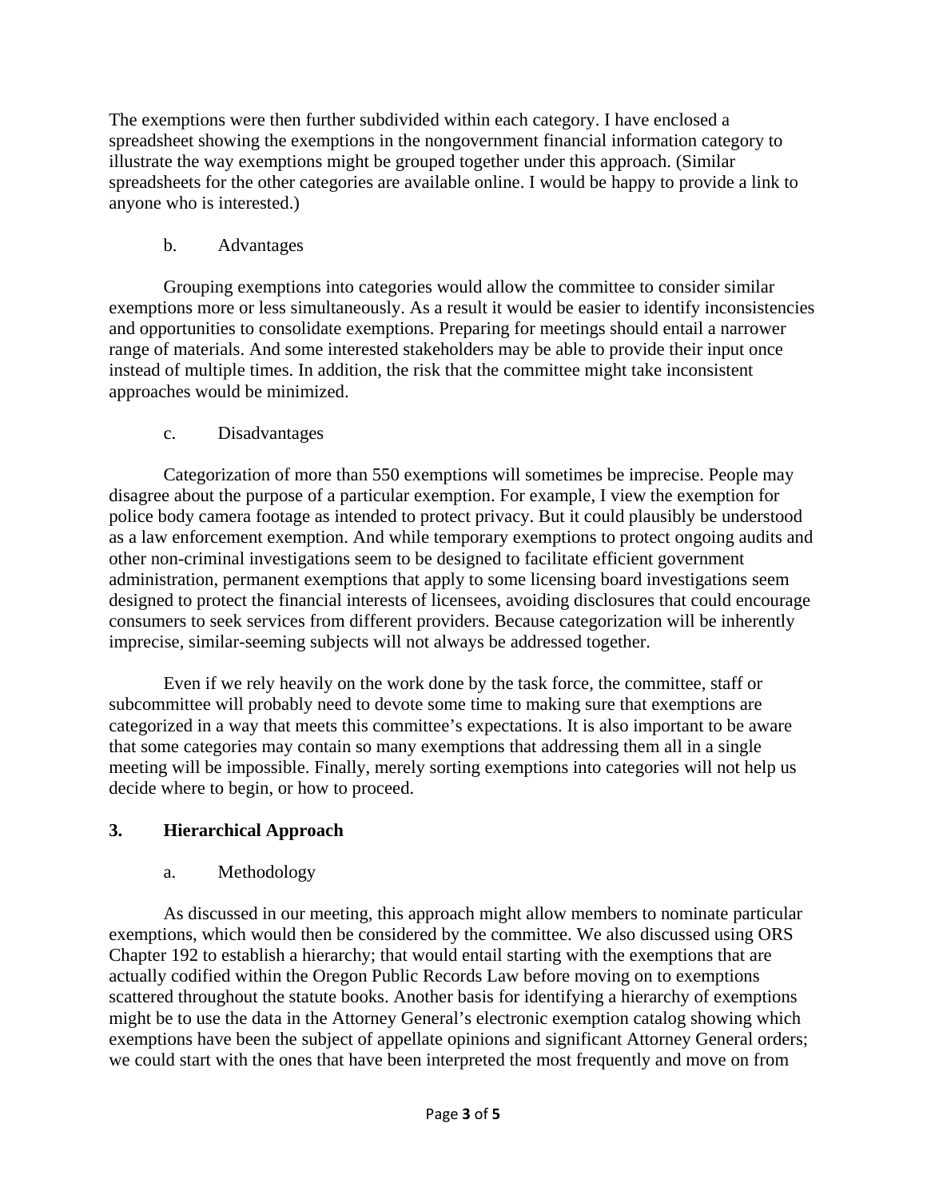The exemptions were then further subdivided within each category. I have enclosed a spreadsheet showing the exemptions in the nongovernment financial information category to illustrate the way exemptions might be grouped together under this approach. (Similar spreadsheets for the other categories are available online. I would be happy to provide a link to anyone who is interested.)

b. Advantages

Grouping exemptions into categories would allow the committee to consider similar exemptions more or less simultaneously. As a result it would be easier to identify inconsistencies and opportunities to consolidate exemptions. Preparing for meetings should entail a narrower range of materials. And some interested stakeholders may be able to provide their input once instead of multiple times. In addition, the risk that the committee might take inconsistent approaches would be minimized.

c. Disadvantages

Categorization of more than 550 exemptions will sometimes be imprecise. People may disagree about the purpose of a particular exemption. For example, I view the exemption for police body camera footage as intended to protect privacy. But it could plausibly be understood as a law enforcement exemption. And while temporary exemptions to protect ongoing audits and other non-criminal investigations seem to be designed to facilitate efficient government administration, permanent exemptions that apply to some licensing board investigations seem designed to protect the financial interests of licensees, avoiding disclosures that could encourage consumers to seek services from different providers. Because categorization will be inherently imprecise, similar-seeming subjects will not always be addressed together.

Even if we rely heavily on the work done by the task force, the committee, staff or subcommittee will probably need to devote some time to making sure that exemptions are categorized in a way that meets this committee's expectations. It is also important to be aware that some categories may contain so many exemptions that addressing them all in a single meeting will be impossible. Finally, merely sorting exemptions into categories will not help us decide where to begin, or how to proceed.

## 3. Hierarchical Approach

a. Methodology

As discussed in our meeting, this approach might allow members to nominate particular exemptions, which would then be considered by the committee. We also discussed using ORS Chapter 192 to establish a hierarchy; that would entail starting with the exemptions that are actually codified within the Oregon Public Records Law before moving on to exemptions scattered throughout the statute books. Another basis for identifying a hierarchy of exemptions might be to use the data in the Attorney General's electronic exemption catalog showing which exemptions have been the subject of appellate opinions and significant Attorney General orders; we could start with the ones that have been interpreted the most frequently and move on from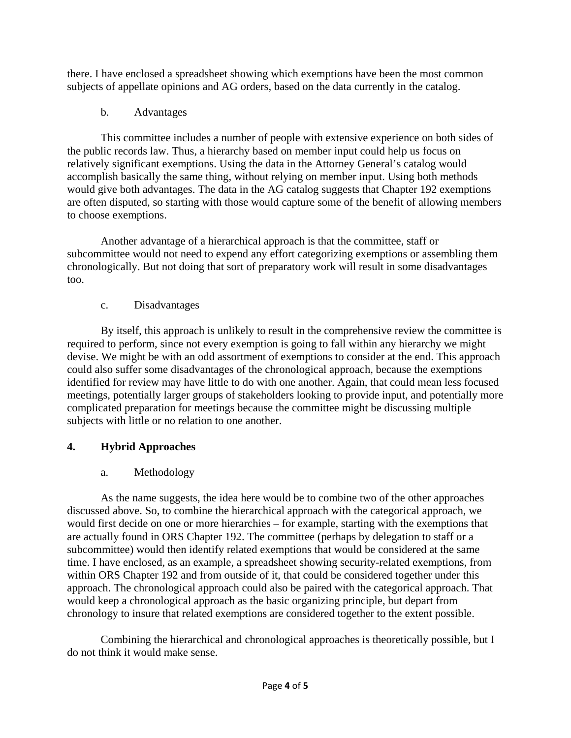there. I have enclosed a spreadsheet showing which exemptions have been the most common subjects of appellate opinions and AG orders, based on the data currently in the catalog.

b. Advantages

This committee includes a number of people with extensive experience on both sides of the public records law. Thus, a hierarchy based on member input could help us focus on relatively significant exemptions. Using the data in the Attorney General's catalog would accomplish basically the same thing, without relying on member input. Using both methods would give both advantages. The data in the AG catalog suggests that Chapter 192 exemptions are often disputed, so starting with those would capture some of the benefit of allowing members to choose exemptions.

Another advantage of a hierarchical approach is that the committee, staff or subcommittee would not need to expend any effort categorizing exemptions or assembling them chronologically. But not doing that sort of preparatory work will result in some disadvantages too.

c. Disadvantages

By itself, this approach is unlikely to result in the comprehensive review the committee is required to perform, since not every exemption is going to fall within any hierarchy we might devise. We might be with an odd assortment of exemptions to consider at the end. This approach could also suffer some disadvantages of the chronological approach, because the exemptions identified for review may have little to do with one another. Again, that could mean less focused meetings, potentially larger groups of stakeholders looking to provide input, and potentially more complicated preparation for meetings because the committee might be discussing multiple subjects with little or no relation to one another.

## 4. Hybrid Approaches

a. Methodology

As the name suggests, the idea here would be to combine two of the other approaches discussed above. So, to combine the hierarchical approach with the categorical approach, we would first decide on one or more hierarchies – for example, starting with the exemptions that are actually found in ORS Chapter 192. The committee (perhaps by delegation to staff or a subcommittee) would then identify related exemptions that would be considered at the same time. I have enclosed, as an example, a spreadsheet showing security-related exemptions, from within ORS Chapter 192 and from outside of it, that could be considered together under this approach. The chronological approach could also be paired with the categorical approach. That would keep a chronological approach as the basic organizing principle, but depart from chronology to insure that related exemptions are considered together to the extent possible.

Combining the hierarchical and chronological approaches is theoretically possible, but I do not think it would make sense.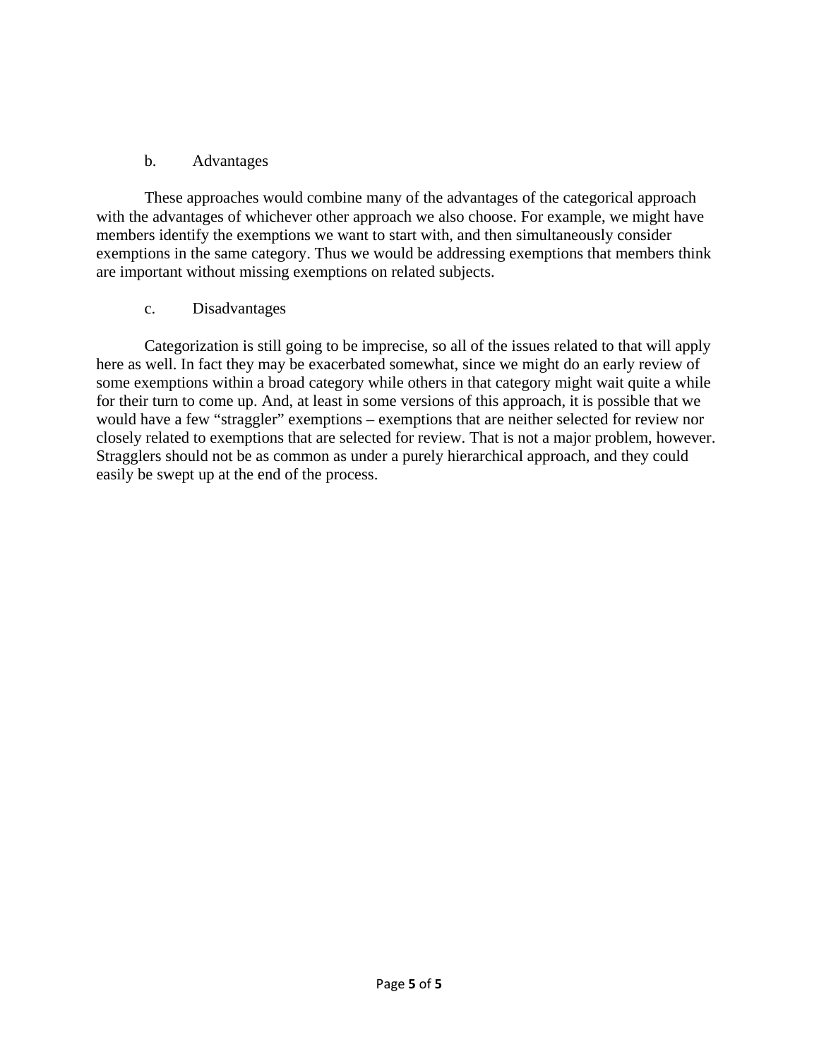b. Advantages

These approaches would combine many of the advantages of the categorical approach with the advantages of whichever other approach we also choose. For example, we might have members identify the exemptions we want to start with, and then simultaneously consider exemptions in the same category. Thus we would be addressing exemptions that members think are important without missing exemptions on related subjects.

c. Disadvantages

Categorization is still going to be imprecise, so all of the issues related to that will apply here as well. In fact they may be exacerbated somewhat, since we might do an early review of some exemptions within a broad category while others in that category might wait quite a while for their turn to come up. And, at least in some versions of this approach, it is possible that we would have a few "straggler" exemptions – exemptions that are neither selected for review nor closely related to exemptions that are selected for review. That is not a major problem, however. Stragglers should not be as common as under a purely hierarchical approach, and they could easily be swept up at the end of the process.